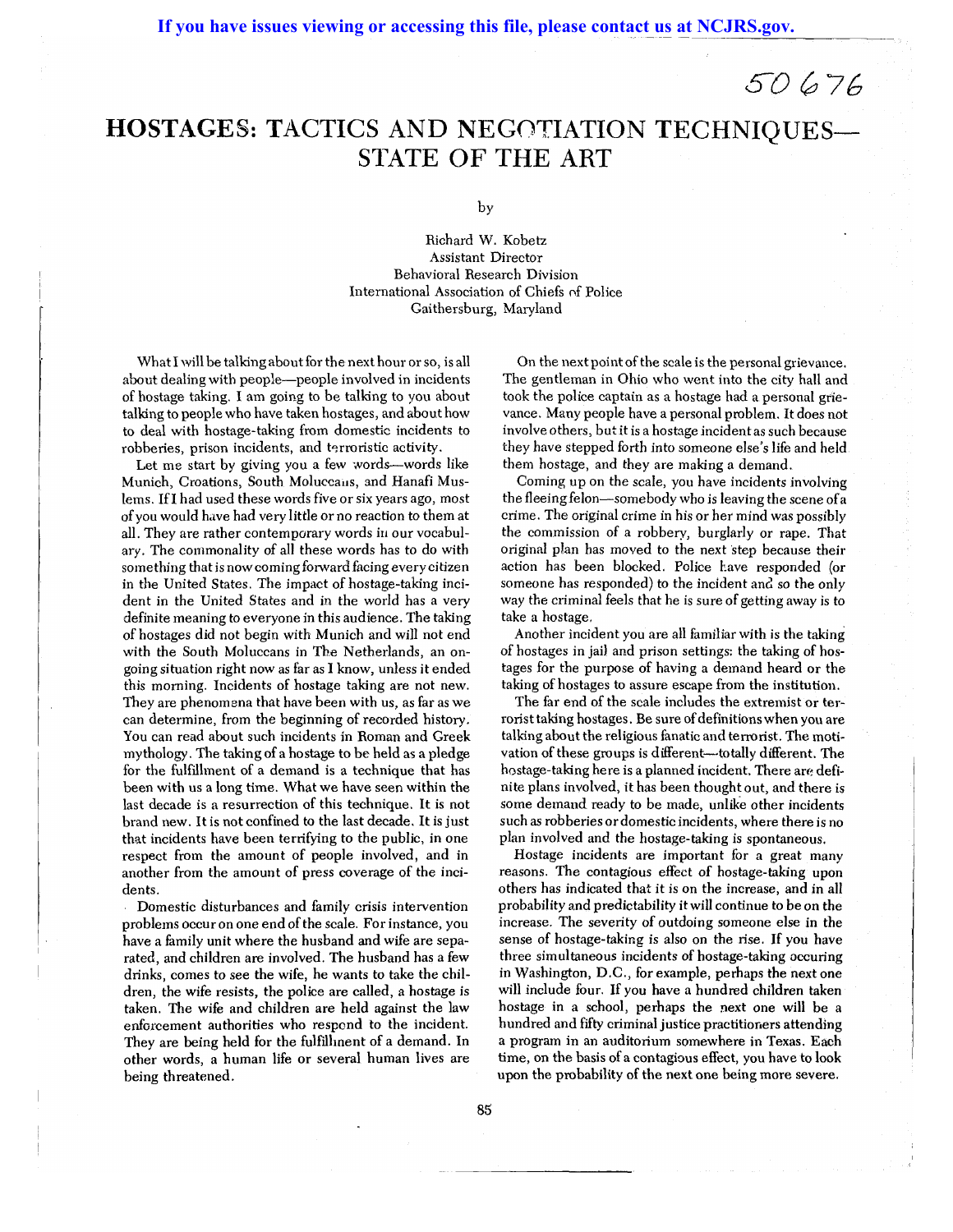# HOSTAGES: TACTICS AND NEGOTIATION TECHNIQUES—STATE OF THE ART

by

Richard W. Kobetz
Assistant Director
Behavioral Research Division
International Association of Chiefs of Police
Gaithersburg, Maryland

What I will be talking about for the next hour or so, is all about dealing with people—people involved in incidents of hostage taking. I am going to be talking to you about talking to people who have taken hostages, and about how to deal with hostage-taking from domestic incidents to robberies, prison incidents, and terroristic activity.

Let me start by giving you a few words—words like Munich, Croations, South Moluccans, and Hanafi Muslems. If I had used these words five or six years ago, most of you would have had very little or no reaction to them at all. They are rather contemporary words in our vocabulary. The commonality of all these words has to do with something that is now coming forward facing every citizen in the United States. The impact of hostage-taking incident in the United States and in the world has a very definite meaning to everyone in this audience. The taking of hostages did not begin with Munich and will not end with the South Moluccans in The Netherlands, an ongoing situation right now as far as I know, unless it ended this morning. Incidents of hostage taking are not new. They are phenomena that have been with us, as far as we can determine, from the beginning of recorded history. You can read about such incidents in Roman and Greek mythology. The taking of a hostage to be held as a pledge for the fulfillment of a demand is a technique that has been with us a long time. What we have seen within the last decade is a resurrection of this technique. It is not brand new. It is not confined to the last decade. It is just that incidents have been terrifying to the public, in one respect from the amount of people involved, and in another from the amount of press coverage of the incidents.

Domestic disturbances and family crisis intervention problems occur on one end of the scale. For instance, you have a family unit where the husband and wife are separated, and children are involved. The husband has a few drinks, comes to see the wife, he wants to take the children, the wife resists, the police are called, a hostage is taken. The wife and children are held against the law enforcement authorities who respond to the incident. They are being held for the fulfillment of a demand. In other words, a human life or several human lives are being threatened.

On the next point of the scale is the personal grievance. The gentleman in Ohio who went into the city hall and took the police captain as a hostage had a personal grievance. Many people have a personal problem. It does not involve others, but it is a hostage incident as such because they have stepped forth into someone else's life and held them hostage, and they are making a demand.

Coming up on the scale, you have incidents involving the fleeing felon—somebody who is leaving the scene of a crime. The original crime in his or her mind was possibly the commission of a robbery, burglary or rape. That original plan has moved to the next step because their action has been blocked. Police have responded (or someone has responded) to the incident and so the only way the criminal feels that he is sure of getting away is to take a hostage.

Another incident you are all familiar with is the taking of hostages in jail and prison settings: the taking of hostages for the purpose of having a demand heard or the taking of hostages to assure escape from the institution.

The far end of the scale includes the extremist or terrorist taking hostages. Be sure of definitions when you are talking about the religious fanatic and terrorist. The motivation of these groups is different—totally different. The hostage-taking here is a planned incident. There are definite plans involved, it has been thought out, and there is some demand ready to be made, unlike other incidents such as robberies or domestic incidents, where there is no plan involved and the hostage-taking is spontaneous.

Hostage incidents are important for a great many reasons. The contagious effect of hostage-taking upon others has indicated that it is on the increase, and in all probability and predictability it will continue to be on the increase. The severity of outdoing someone else in the sense of hostage-taking is also on the rise. If you have three simultaneous incidents of hostage-taking occuring in Washington, D.C., for example, perhaps the next one will include four. If you have a hundred children taken hostage in a school, perhaps the next one will be a hundred and fifty criminal justice practitioners attending a program in an auditorium somewhere in Texas. Each time, on the basis of a contagious effect, you have to look upon the probability of the next one being more severe.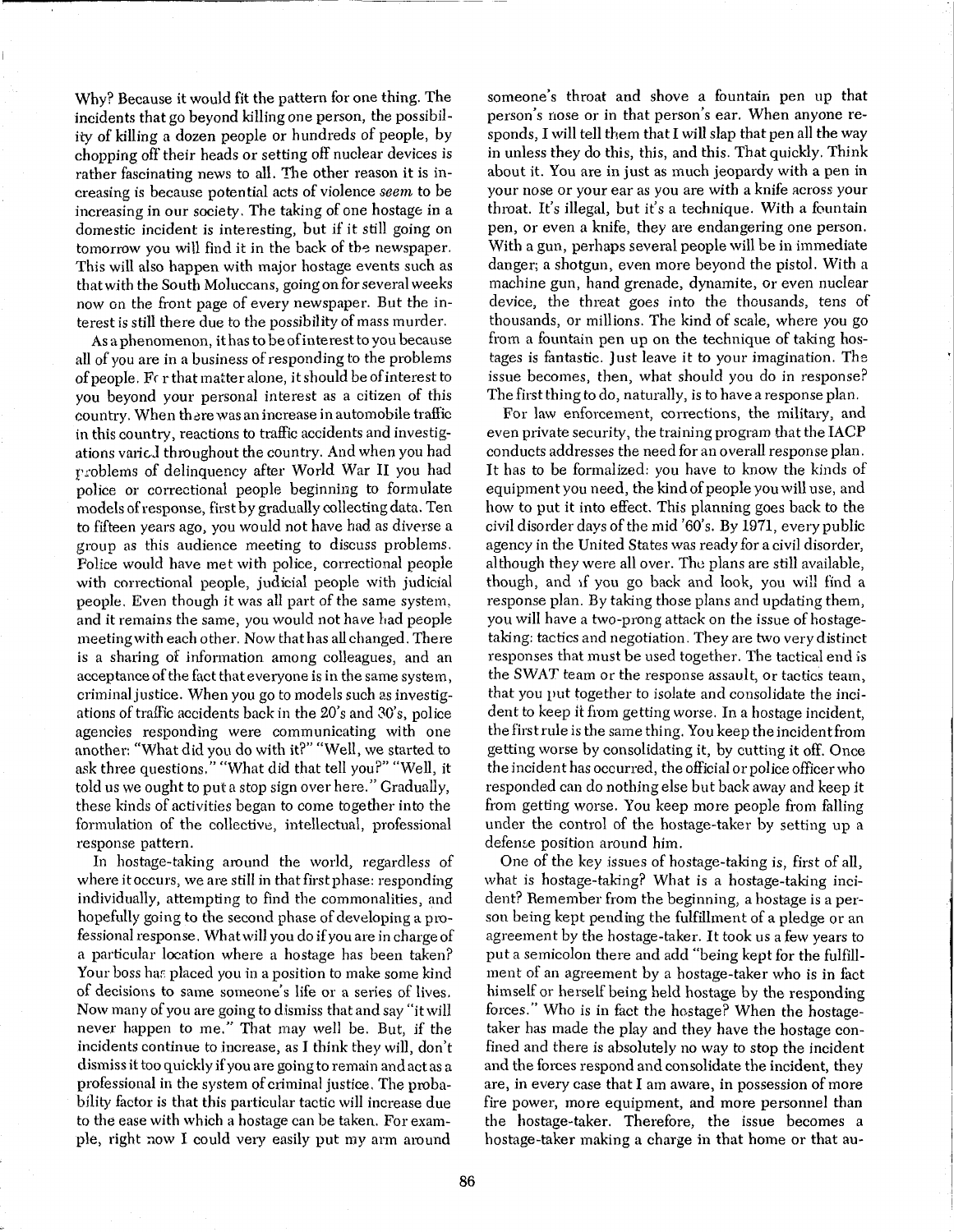Why? Because it would fit the pattern for one thing. The incidents that go beyond killing one person, the possibility of killing a dozen people or hundreds of people, by chopping off their heads or setting off nuclear devices is rather fascinating news to all. The other reason it is increasing is because potential acts of violence *seem* to be increasing in our society. The taking of one hostage in a domestic incident is interesting, but if it still going on tomorrow you will find it in the back of the newspaper. This will also happen with major hostage events such as that with the South Moluccans, going on for several weeks now on the front page of every newspaper. But the interest is still there due to the possibility of mass murder.

As a phenomenon, it has to be of interest to you because all of you are in a business of responding to the problems of people. For that matter alone, it should be of interest to you beyond your personal interest as a citizen of this country. When there was an increase in automobile traffic in this country, reactions to traffic accidents and investigations varied throughout the country. And when you had problems of delinquency after World War II you had police or correctional people beginning to formulate models of response, first by gradually collecting data. Ten to fifteen years ago, you would not have had as diverse a group as this audience meeting to discuss problems. Police would have met with police, correctional people with correctional people, judicial people with judicial people. Even though it was all part of the same system, and it remains the same, you would not have had people meeting with each other. Now that has all changed. There is a sharing of information among colleagues, and an acceptance of the fact that everyone is in the same system, criminal justice. When you go to models such as investigations of traffic accidents back in the 20's and 30's, police agencies responding were communicating with one another: "What did you do with it?" "Well, we started to ask three questions." "What did that tell you?" "Well, it told us we ought to put a stop sign over here." Gradually, these kinds of activities began to come together into the formulation of the collective, intellectual, professional response pattern.

In hostage-taking around the world, regardless of where it occurs, we are still in that first phase: responding individually, attempting to find the commonalities, and hopefully going to the second phase of developing a professional response. What will you do if you are in charge of a particular location where a hostage has been taken? Your boss has placed you in a position to make some kind of decisions to same someone's life or a series of lives. Now many of you are going to dismiss that and say "it will never happen to me." That may well be. But, if the incidents continue to increase, as I think they will, don't dismiss it too quickly if you are going to remain and act as a professional in the system of criminal justice. The probability factor is that this particular tactic will increase due to the ease with which a hostage can be taken. For example, right now I could very easily put my arm around someone's throat and shove a fountain pen up that person's nose or in that person's ear. When anyone responds, I will tell them that I will slap that pen all the way in unless they do this, this, and this. That quickly. Think about it. You are in just as much jeopardy with a pen in your nose or your ear as you are with a knife across your throat. It's illegal, but it's a technique. With a fountain pen, or even a knife, they are endangering one person. With a gun, perhaps several people will be in immediate danger; a shotgun, even more beyond the pistol. With a machine gun, hand grenade, dynamite, or even nuclear device, the threat goes into the thousands, tens of thousands, or millions. The kind of scale, where you go from a fountain pen up on the technique of taking hostages is fantastic. Just leave it to your imagination. The issue becomes, then, what should you do in response? The first thing to do, naturally, is to have a response plan.

For law enforcement, corrections, the military, and even private security, the training program that the IACP conducts addresses the need for an overall response plan. It has to be formalized: you have to know the kinds of equipment you need, the kind of people you will use, and how to put it into effect. This planning goes back to the civil disorder days of the mid '60's. By 1971, every public agency in the United States was ready for a civil disorder, although they were all over. The plans are still available, though, and if you go back and look, you will find a response plan. By taking those plans and updating them, you will have a two-prong attack on the issue of hostage-taking: tactics and negotiation. They are two very distinct responses that must be used together. The tactical end is the SWAT team or the response assault, or tactics team, that you put together to isolate and consolidate the incident to keep it from getting worse. In a hostage incident, the first rule is the same thing. You keep the incident from getting worse by consolidating it, by cutting it off. Once the incident has occurred, the official or police officer who responded can do nothing else but back away and keep it from getting worse. You keep more people from falling under the control of the hostage-taker by setting up a defense position around him.

One of the key issues of hostage-taking is, first of all, what is hostage-taking? What is a hostage-taking incident? Remember from the beginning, a hostage is a person being kept pending the fulfillment of a pledge or an agreement by the hostage-taker. It took us a few years to put a semicolon there and add "being kept for the fulfillment of an agreement by a hostage-taker who is in fact himself or herself being held hostage by the responding forces." Who is in fact the hostage? When the hostage-taker has made the play and they have the hostage confined and there is absolutely no way to stop the incident and the forces respond and consolidate the incident, they are, in every case that I am aware, in possession of more fire power, more equipment, and more personnel than the hostage-taker. Therefore, the issue becomes a hostage-taker making a charge in that home or that au-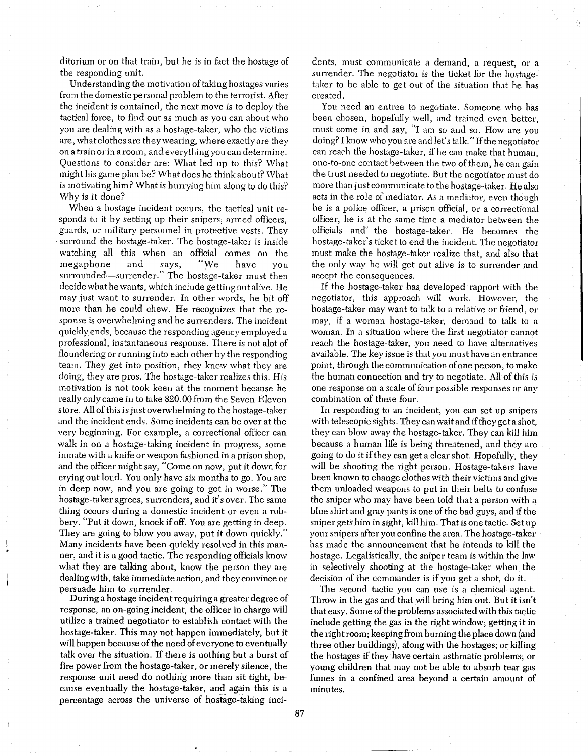ditorium or on that train, but he is in fact the hostage of the responding unit.

Understanding the motivation of taking hostages varies from the domestic personal problem to the terrorist. After the incident is contained, the next move is to deploy the tactical force, to find out as much as you can about who you are dealing with as a hostage-taker, who the victims are, what clothes are they wearing, where exactly are they on a train or in a room, and everything you can determine. Questions to consider are: What led up to this? What might his game plan be? What does he think about? What is motivating him? What is hurrying him along to do this? Why is it done?

When a hostage incident occurs, the tactical unit responds to it by setting up their snipers; armed officers, guards, or military personnel in protective vests. They surround the hostage-taker. The hostage-taker is inside watching all this when an official comes on the megaphone and says, "We have you surrounded—surrender." The hostage-taker must then decide what he wants, which include getting out alive. He may just want to surrender. In other words, he bit off more than he could chew. He recognizes that the response is overwhelming and he surrenders. The incident quickly ends, because the responding agency employed a professional, instantaneous response. There is not alot of floundering or running into each other by the responding team. They get into position, they knew what they are doing, they are pros. The hostage-taker realizes this. His motivation is not took keen at the moment because he really only came in to take $20.00 from the Seven-Eleven store. All of this is just overwhelming to the hostage-taker and the incident ends. Some incidents can be over at the very beginning. For example, a correctional officer can walk in on a hostage-taking incident in progress, some inmate with a knife or weapon fashioned in a prison shop, and the officer might say, "Come on now, put it down for crying out loud. You only have six months to go. You are in deep now, and you are going to get in worse." The hostage-taker agrees, surrenders, and it's over. The same thing occurs during a domestic incident or even a robbery. "Put it down, knock if off. You are getting in deep. They are going to blow you away, put it down quickly." Many incidents have been quickly resolved in this manner, and it is a good tactic. The responding officials know what they are talking about, know the person they are dealing with, take immediate action, and they convince or persuade him to surrender.

During a hostage incident requiring a greater degree of response, an on-going incident, the officer in charge will utilize a trained negotiator to establish contact with the hostage-taker. This may not happen immediately, but it will happen because of the need of everyone to eventually talk over the situation. If there is nothing but a burst of fire power from the hostage-taker, or merely silence, the response unit need do nothing more than sit tight, because eventually the hostage-taker, and again this is a percentage across the universe of hostage-taking incidents, must communicate a demand, a request, or a surrender. The negotiator is the ticket for the hostage-taker to be able to get out of the situation that he has created.

You need an entree to negotiate. Someone who has been chosen, hopefully well, and trained even better, must come in and say, "I am so and so. How are you doing? I know who you are and let's talk." If the negotiator can reach the hostage-taker, if he can make that human, one-to-one contact between the two of them, he can gain the trust needed to negotiate. But the negotiator must do more than just communicate to the hostage-taker. He also acts in the role of mediator. As a mediator, even though he is a police officer, a prison official, or a correctional officer, he is at the same time a mediator between the officials and the hostage-taker. He becomes the hostage-taker's ticket to end the incident. The negotiator must make the hostage-taker realize that, and also that the only way he will get out alive is to surrender and accept the consequences.

If the hostage-taker has developed rapport with the negotiator, this approach will work. However, the hostage-taker may want to talk to a relative or friend, or may, if a woman hostage-taker, demand to talk to a woman. In a situation where the first negotiator cannot reach the hostage-taker, you need to have alternatives available. The key issue is that you must have an entrance point, through the communication of one person, to make the human connection and try to negotiate. All of this is one response on a scale of four possible responses or any combination of these four.

In responding to an incident, you can set up snipers with telescopic sights. They can wait and if they get a shot, they can blow away the hostage-taker. They can kill him because a human life is being threatened, and they are going to do it if they can get a clear shot. Hopefully, they will be shooting the right person. Hostage-takers have been known to change clothes with their victims and give them unloaded weapons to put in their belts to confuse the sniper who may have been told that a person with a blue shirt and gray pants is one of the bad guys, and if the sniper gets him in sight, kill him. That is one tactic. Set up your snipers after you confine the area. The hostage-taker has made the announcement that he intends to kill the hostage. Legalistically, the sniper team is within the law in selectively shooting at the hostage-taker when the decision of the commander is if you get a shot, do it.

The second tactic you can use is a chemical agent. Throw in the gas and that will bring him out. But it isn't that easy. Some of the problems associated with this tactic include getting the gas in the right window; getting it in the right room; keeping from burning the place down (and three other buildings), along with the hostages; or killing the hostages if they have certain asthmatic problems; or young children that may not be able to absorb tear gas fumes in a confined area beyond a certain amount of minutes.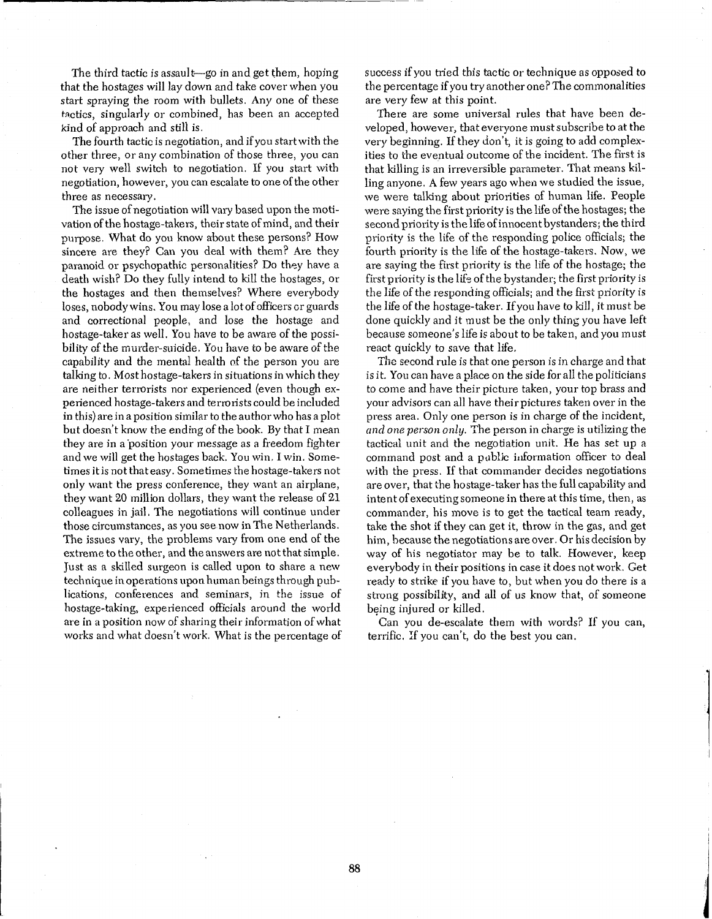The third tactic is assault—go in and get them, hoping that the hostages will lay down and take cover when you start spraying the room with bullets. Any one of these tactics, singularly or combined, has been an accepted kind of approach and still is.

The fourth tactic is negotiation, and if you start with the other three, or any combination of those three, you can not very well switch to negotiation. If you start with negotiation, however, you can escalate to one of the other three as necessary.

The issue of negotiation will vary based upon the motivation of the hostage-takers, their state of mind, and their purpose. What do you know about these persons? How sincere are they? Can you deal with them? Are they paranoid or psychopathic personalities? Do they have a death wish? Do they fully intend to kill the hostages, or the hostages and then themselves? Where everybody loses, nobody wins. You may lose a lot of officers or guards and correctional people, and lose the hostage and hostage-taker as well. You have to be aware of the possibility of the murder-suicide. You have to be aware of the capability and the mental health of the person you are talking to. Most hostage-takers in situations in which they are neither terrorists nor experienced (even though experienced hostage-takers and terrorists could be included in this) are in a position similar to the author who has a plot but doesn't know the ending of the book. By that I mean they are in a position your message as a freedom fighter and we will get the hostages back. You win. I win. Sometimes it is not that easy. Sometimes the hostage-takers not only want the press conference, they want an airplane, they want 20 million dollars, they want the release of 21 colleagues in jail. The negotiations will continue under those circumstances, as you see now in The Netherlands. The issues vary, the problems vary from one end of the extreme to the other, and the answers are not that simple. Just as a skilled surgeon is called upon to share a new technique in operations upon human beings through publications, conferences and seminars, in the issue of hostage-taking, experienced officials around the world are in a position now of sharing their information of what works and what doesn't work. What is the percentage of success if you tried this tactic or technique as opposed to the percentage if you try another one? The commonalities are very few at this point.

There are some universal rules that have been developed, however, that everyone must subscribe to at the very beginning. If they don't, it is going to add complexities to the eventual outcome of the incident. The first is that killing is an irreversible parameter. That means killing anyone. A few years ago when we studied the issue, we were talking about priorities of human life. People were saying the first priority is the life of the hostages; the second priority is the life of innocent bystanders; the third priority is the life of the responding police officials; the fourth priority is the life of the hostage-takers. Now, we are saying the first priority is the life of the hostage; the first priority is the life of the bystander; the first priority is the life of the responding officials; and the first priority is the life of the hostage-taker. If you have to kill, it must be done quickly and it must be the only thing you have left because someone's life is about to be taken, and you must react quickly to save that life.

The second rule is that one person is in charge and that is it. You can have a place on the side for all the politicians to come and have their picture taken, your top brass and your advisors can all have their pictures taken over in the press area. Only one person is in charge of the incident, *and one person only*. The person in charge is utilizing the tactical unit and the negotiation unit. He has set up a command post and a public information officer to deal with the press. If that commander decides negotiations are over, that the hostage-taker has the full capability and intent of executing someone in there at this time, then, as commander, his move is to get the tactical team ready, take the shot if they can get it, throw in the gas, and get him, because the negotiations are over. Or his decision by way of his negotiator may be to talk. However, keep everybody in their positions in case it does not work. Get ready to strike if you have to, but when you do there is a strong possibility, and all of us know that, of someone being injured or killed.

Can you de-escalate them with words? If you can, terrific. If you can't, do the best you can.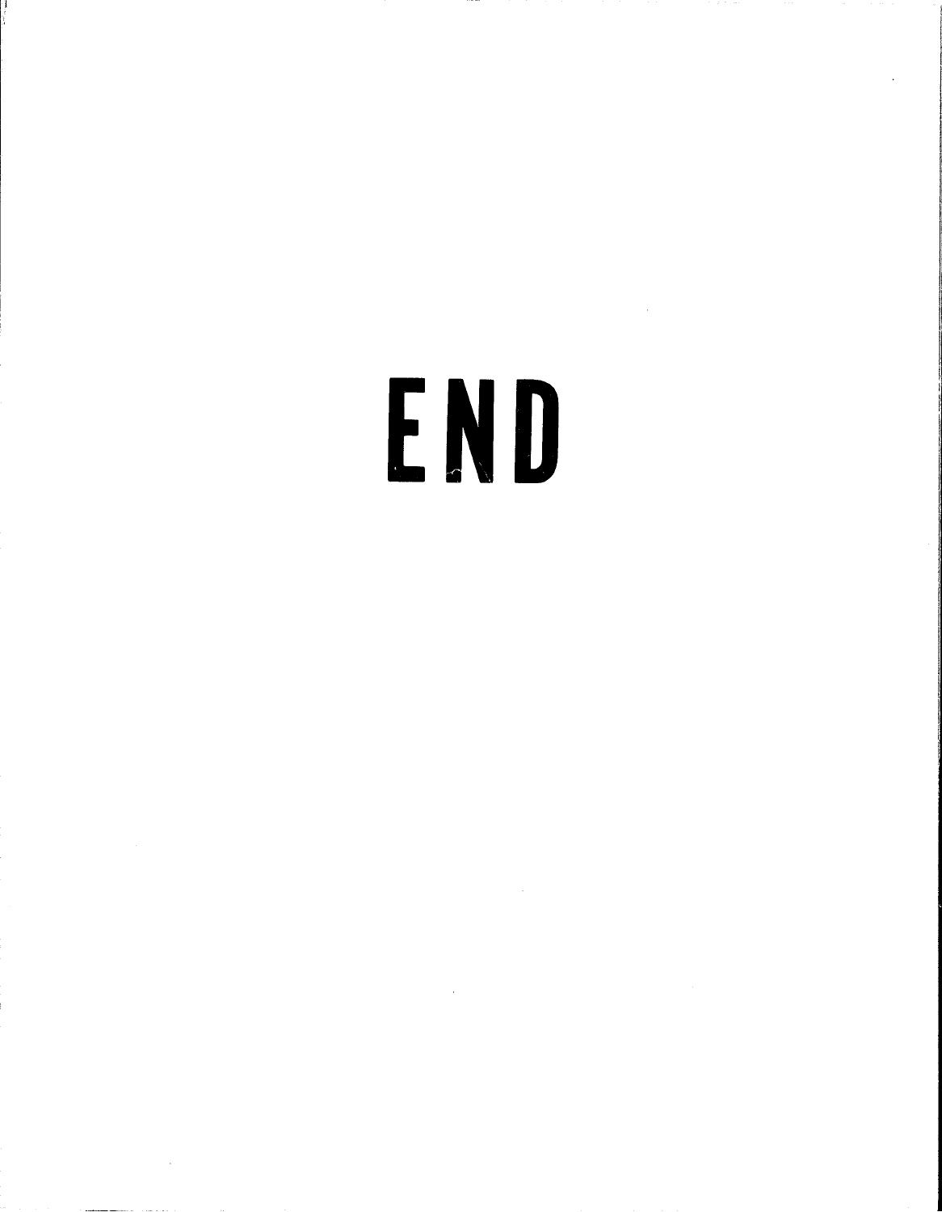END